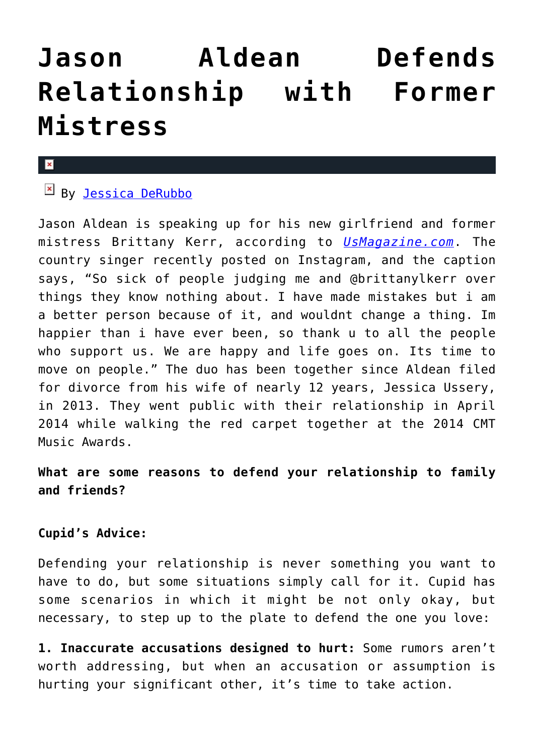# Jason Aldean Defends Relationship with Former Mistress

By [Jessica DeRubbo]

Jason Aldean is speaking up for his new girlfriend and former mistress Brittany Kerr, according to *[UsMagazine.com]*. The country singer recently posted on Instagram, and the caption says, "So sick of people judging me and @brittanylkerr over things they know nothing about. I have made mistakes but i am a better person because of it, and wouldnt change a thing. Im happier than i have ever been, so thank u to all the people who support us. We are happy and life goes on. Its time to move on people." The duo has been together since Aldean filed for divorce from his wife of nearly 12 years, Jessica Ussery, in 2013. They went public with their relationship in April 2014 while walking the red carpet together at the 2014 CMT Music Awards.

**What are some reasons to defend your relationship to family and friends?**

**Cupid's Advice:**

Defending your relationship is never something you want to have to do, but some situations simply call for it. Cupid has some scenarios in which it might be not only okay, but necessary, to step up to the plate to defend the one you love:

**1. Inaccurate accusations designed to hurt:** Some rumors aren't worth addressing, but when an accusation or assumption is hurting your significant other, it's time to take action.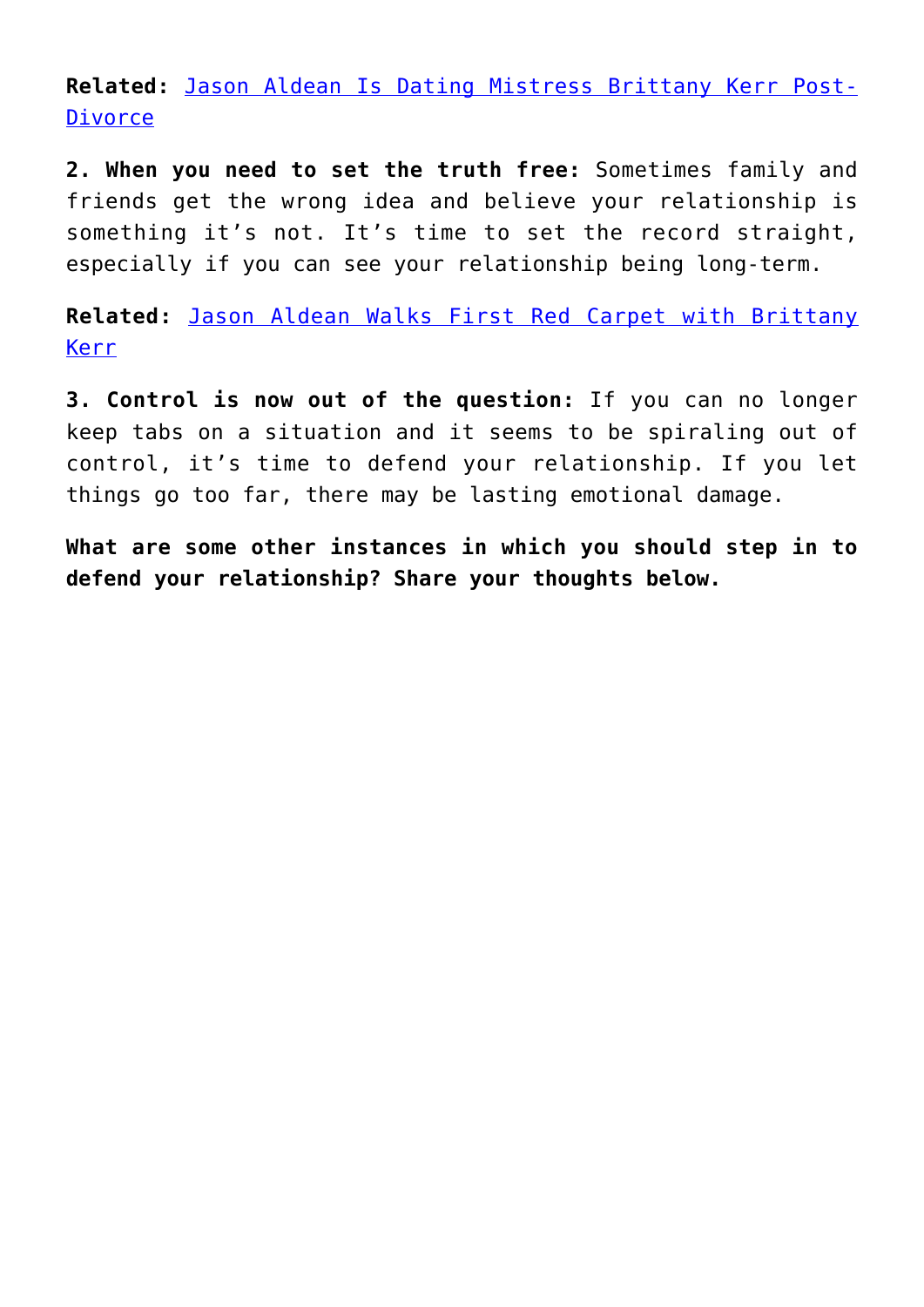**Related:** [Jason Aldean Is Dating Mistress Brittany Kerr Post-Divorce]()

**2. When you need to set the truth free:** Sometimes family and friends get the wrong idea and believe your relationship is something it's not. It's time to set the record straight, especially if you can see your relationship being long-term.

**Related:** [Jason Aldean Walks First Red Carpet with Brittany Kerr]()

**3. Control is now out of the question:** If you can no longer keep tabs on a situation and it seems to be spiraling out of control, it's time to defend your relationship. If you let things go too far, there may be lasting emotional damage.

**What are some other instances in which you should step in to defend your relationship? Share your thoughts below.**